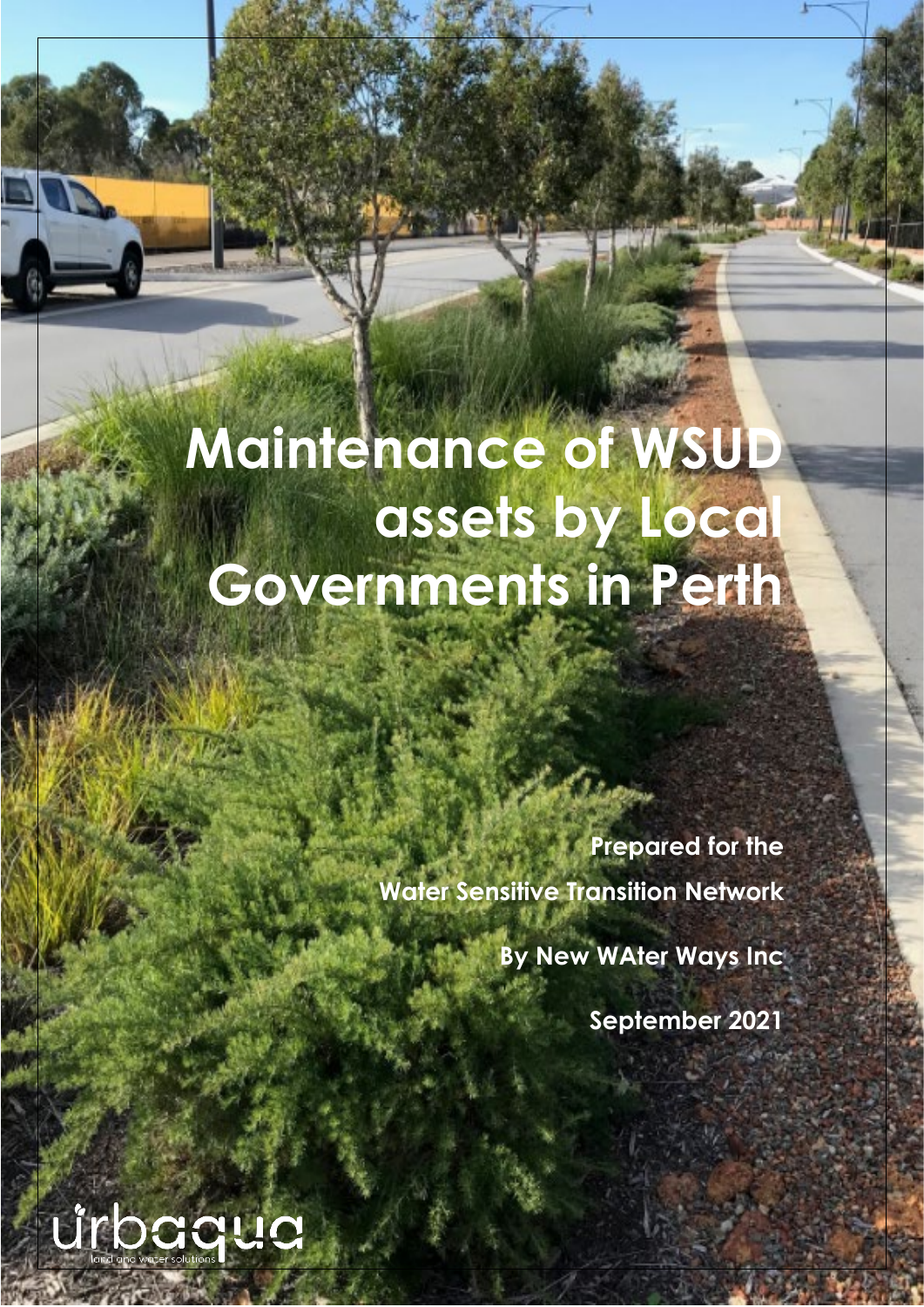# Maintenance of WSUD assets by Local Governments in Perth

**Prepared for the**

**Water Sensitive Transition Network**

**By New WAter Ways Inc**

**September 2021**

urbaqua

land and water solutions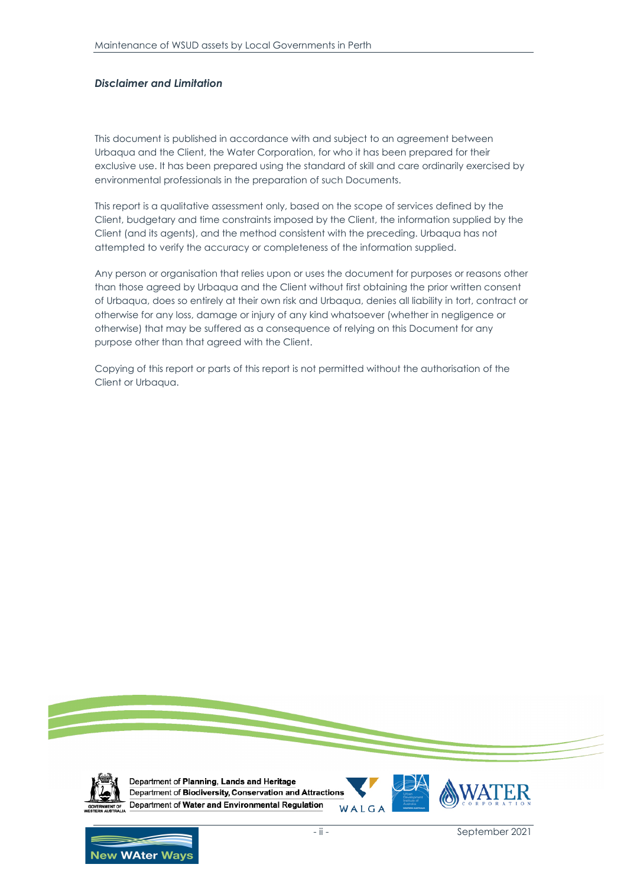### *Disclaimer and Limitation*

This document is published in accordance with and subject to an agreement between Urbaqua and the Client, the Water Corporation, for who it has been prepared for their exclusive use. It has been prepared using the standard of skill and care ordinarily exercised by environmental professionals in the preparation of such Documents.

This report is a qualitative assessment only, based on the scope of services defined by the Client, budgetary and time constraints imposed by the Client, the information supplied by the Client (and its agents), and the method consistent with the preceding. Urbaqua has not attempted to verify the accuracy or completeness of the information supplied.

Any person or organisation that relies upon or uses the document for purposes or reasons other than those agreed by Urbaqua and the Client without first obtaining the prior written consent of Urbaqua, does so entirely at their own risk and Urbaqua, denies all liability in tort, contract or otherwise for any loss, damage or injury of any kind whatsoever (whether in negligence or otherwise) that may be suffered as a consequence of relying on this Document for any purpose other than that agreed with the Client.

Copying of this report or parts of this report is not permitted without the authorisation of the Client or Urbaqua.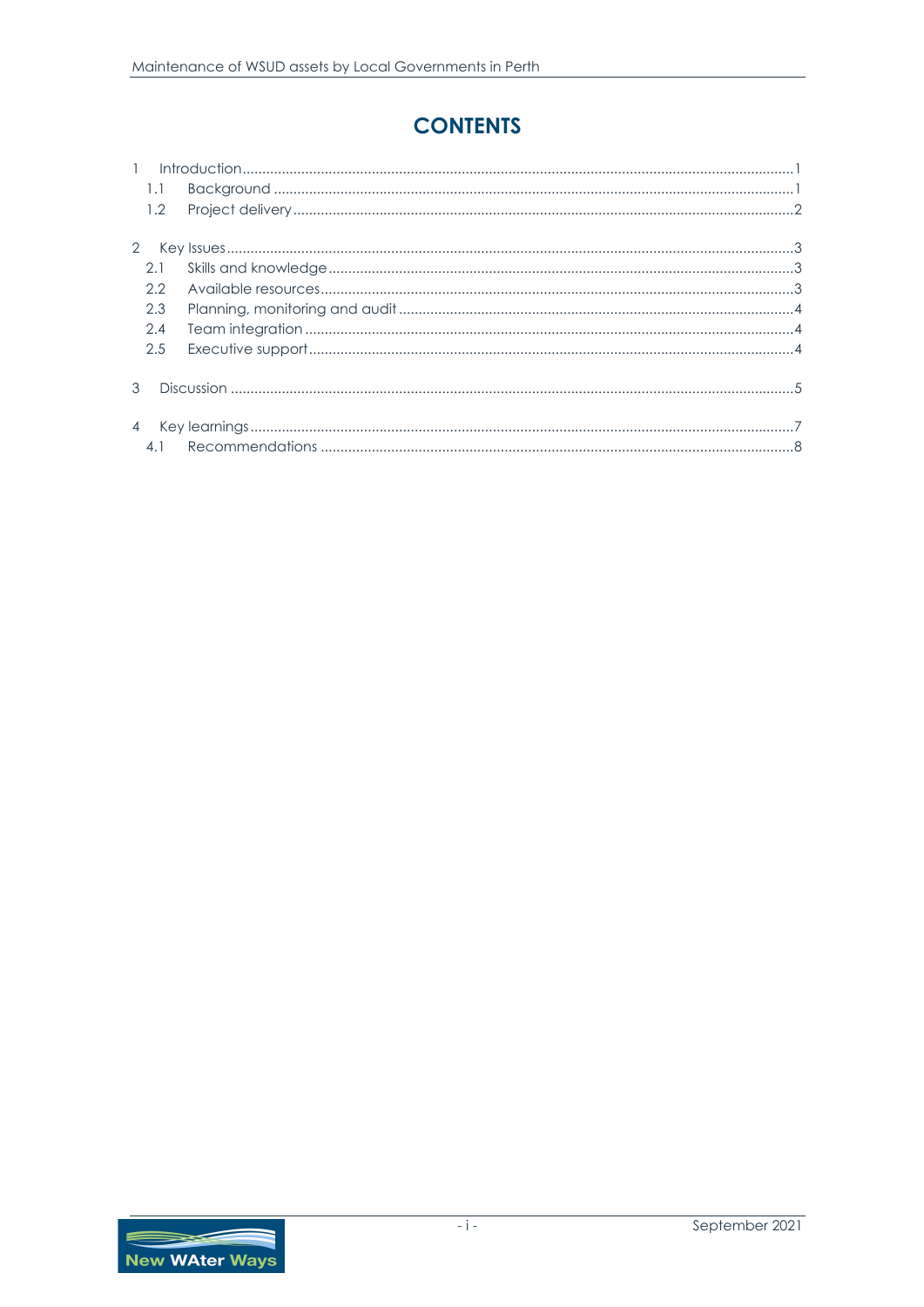# CONTENTS

1 Introduction ... 1
 1.1 Background ... 1
 1.2 Project delivery ... 2

2 Key Issues ... 3
 2.1 Skills and knowledge ... 3
 2.2 Available resources ... 3
 2.3 Planning, monitoring and audit ... 4
 2.4 Team integration ... 4
 2.5 Executive support ... 4

3 Discussion ... 5

4 Key learnings ... 7
 4.1 Recommendations ... 8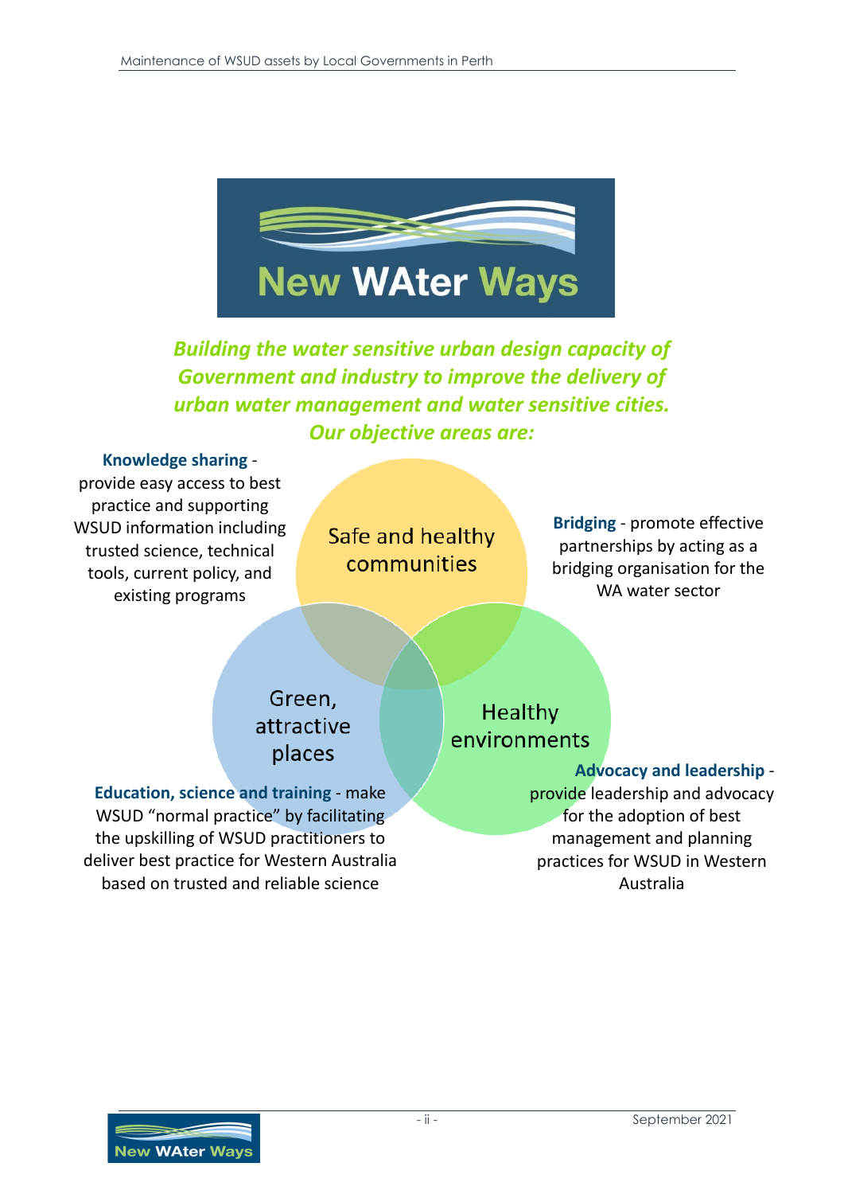New WAter Ways

***Building the water sensitive urban design capacity of Government and industry to improve the delivery of urban water management and water sensitive cities. Our objective areas are:***

**Knowledge sharing** - provide easy access to best practice and supporting WSUD information including trusted science, technical tools, current policy, and existing programs

Safe and healthy communities

**Bridging** - promote effective partnerships by acting as a bridging organisation for the WA water sector

Green, attractive places

Healthy environments

**Advocacy and leadership** - provide leadership and advocacy for the adoption of best management and planning practices for WSUD in Western Australia

**Education, science and training** - make WSUD "normal practice" by facilitating the upskilling of WSUD practitioners to deliver best practice for Western Australia based on trusted and reliable science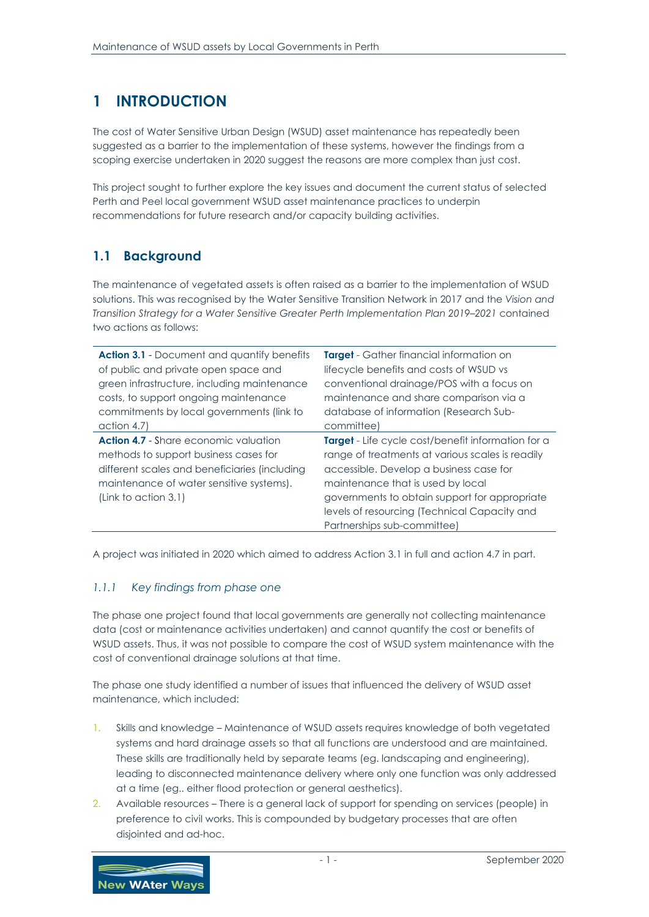# 1 INTRODUCTION

The cost of Water Sensitive Urban Design (WSUD) asset maintenance has repeatedly been suggested as a barrier to the implementation of these systems, however the findings from a scoping exercise undertaken in 2020 suggest the reasons are more complex than just cost.

This project sought to further explore the key issues and document the current status of selected Perth and Peel local government WSUD asset maintenance practices to underpin recommendations for future research and/or capacity building activities.

## 1.1 Background

The maintenance of vegetated assets is often raised as a barrier to the implementation of WSUD solutions. This was recognised by the Water Sensitive Transition Network in 2017 and the *Vision and Transition Strategy for a Water Sensitive Greater Perth Implementation Plan 2019–2021* contained two actions as follows:

| | |
|---|---|
| **Action 3.1** - Document and quantify benefits of public and private open space and green infrastructure, including maintenance costs, to support ongoing maintenance commitments by local governments (link to action 4.7) | **Target** - Gather financial information on lifecycle benefits and costs of WSUD vs conventional drainage/POS with a focus on maintenance and share comparison via a database of information (Research Sub-committee) |
| **Action 4.7** - Share economic valuation methods to support business cases for different scales and beneficiaries (including maintenance of water sensitive systems). (Link to action 3.1) | **Target** - Life cycle cost/benefit information for a range of treatments at various scales is readily accessible. Develop a business case for maintenance that is used by local governments to obtain support for appropriate levels of resourcing (Technical Capacity and Partnerships sub-committee) |

A project was initiated in 2020 which aimed to address Action 3.1 in full and action 4.7 in part.

### *1.1.1 Key findings from phase one*

The phase one project found that local governments are generally not collecting maintenance data (cost or maintenance activities undertaken) and cannot quantify the cost or benefits of WSUD assets. Thus, it was not possible to compare the cost of WSUD system maintenance with the cost of conventional drainage solutions at that time.

The phase one study identified a number of issues that influenced the delivery of WSUD asset maintenance, which included:

1. Skills and knowledge – Maintenance of WSUD assets requires knowledge of both vegetated systems and hard drainage assets so that all functions are understood and are maintained. These skills are traditionally held by separate teams (eg. landscaping and engineering), leading to disconnected maintenance delivery where only one function was only addressed at a time (eg.. either flood protection or general aesthetics).
2. Available resources – There is a general lack of support for spending on services (people) in preference to civil works. This is compounded by budgetary processes that are often disjointed and ad-hoc.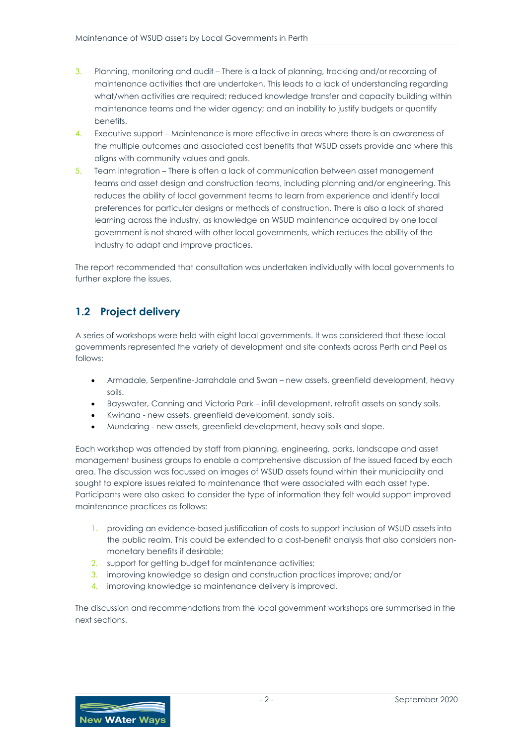3. Planning, monitoring and audit – There is a lack of planning, tracking and/or recording of maintenance activities that are undertaken. This leads to a lack of understanding regarding what/when activities are required; reduced knowledge transfer and capacity building within maintenance teams and the wider agency; and an inability to justify budgets or quantify benefits.
4. Executive support – Maintenance is more effective in areas where there is an awareness of the multiple outcomes and associated cost benefits that WSUD assets provide and where this aligns with community values and goals.
5. Team integration – There is often a lack of communication between asset management teams and asset design and construction teams, including planning and/or engineering. This reduces the ability of local government teams to learn from experience and identify local preferences for particular designs or methods of construction. There is also a lack of shared learning across the industry, as knowledge on WSUD maintenance acquired by one local government is not shared with other local governments, which reduces the ability of the industry to adapt and improve practices.

The report recommended that consultation was undertaken individually with local governments to further explore the issues.

## 1.2 Project delivery

A series of workshops were held with eight local governments. It was considered that these local governments represented the variety of development and site contexts across Perth and Peel as follows:

- Armadale, Serpentine-Jarrahdale and Swan – new assets, greenfield development, heavy soils.
- Bayswater, Canning and Victoria Park – infill development, retrofit assets on sandy soils.
- Kwinana - new assets, greenfield development, sandy soils.
- Mundaring - new assets, greenfield development, heavy soils and slope.

Each workshop was attended by staff from planning, engineering, parks, landscape and asset management business groups to enable a comprehensive discussion of the issued faced by each area. The discussion was focussed on images of WSUD assets found within their municipality and sought to explore issues related to maintenance that were associated with each asset type. Participants were also asked to consider the type of information they felt would support improved maintenance practices as follows:

1. providing an evidence-based justification of costs to support inclusion of WSUD assets into the public realm. This could be extended to a cost-benefit analysis that also considers non-monetary benefits if desirable;
2. support for getting budget for maintenance activities;
3. improving knowledge so design and construction practices improve; and/or
4. improving knowledge so maintenance delivery is improved.

The discussion and recommendations from the local government workshops are summarised in the next sections.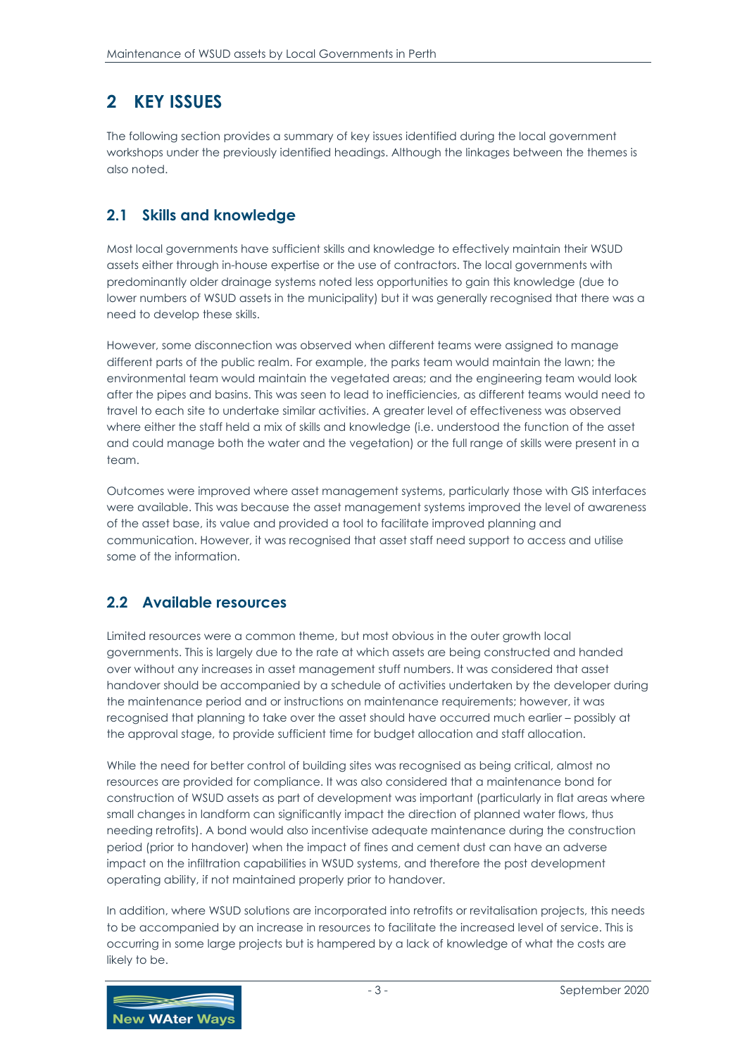## 2 KEY ISSUES

The following section provides a summary of key issues identified during the local government workshops under the previously identified headings. Although the linkages between the themes is also noted.

### 2.1 Skills and knowledge

Most local governments have sufficient skills and knowledge to effectively maintain their WSUD assets either through in-house expertise or the use of contractors. The local governments with predominantly older drainage systems noted less opportunities to gain this knowledge (due to lower numbers of WSUD assets in the municipality) but it was generally recognised that there was a need to develop these skills.

However, some disconnection was observed when different teams were assigned to manage different parts of the public realm. For example, the parks team would maintain the lawn; the environmental team would maintain the vegetated areas; and the engineering team would look after the pipes and basins. This was seen to lead to inefficiencies, as different teams would need to travel to each site to undertake similar activities. A greater level of effectiveness was observed where either the staff held a mix of skills and knowledge (i.e. understood the function of the asset and could manage both the water and the vegetation) or the full range of skills were present in a team.

Outcomes were improved where asset management systems, particularly those with GIS interfaces were available. This was because the asset management systems improved the level of awareness of the asset base, its value and provided a tool to facilitate improved planning and communication. However, it was recognised that asset staff need support to access and utilise some of the information.

### 2.2 Available resources

Limited resources were a common theme, but most obvious in the outer growth local governments. This is largely due to the rate at which assets are being constructed and handed over without any increases in asset management stuff numbers. It was considered that asset handover should be accompanied by a schedule of activities undertaken by the developer during the maintenance period and or instructions on maintenance requirements; however, it was recognised that planning to take over the asset should have occurred much earlier – possibly at the approval stage, to provide sufficient time for budget allocation and staff allocation.

While the need for better control of building sites was recognised as being critical, almost no resources are provided for compliance. It was also considered that a maintenance bond for construction of WSUD assets as part of development was important (particularly in flat areas where small changes in landform can significantly impact the direction of planned water flows, thus needing retrofits). A bond would also incentivise adequate maintenance during the construction period (prior to handover) when the impact of fines and cement dust can have an adverse impact on the infiltration capabilities in WSUD systems, and therefore the post development operating ability, if not maintained properly prior to handover.

In addition, where WSUD solutions are incorporated into retrofits or revitalisation projects, this needs to be accompanied by an increase in resources to facilitate the increased level of service. This is occurring in some large projects but is hampered by a lack of knowledge of what the costs are likely to be.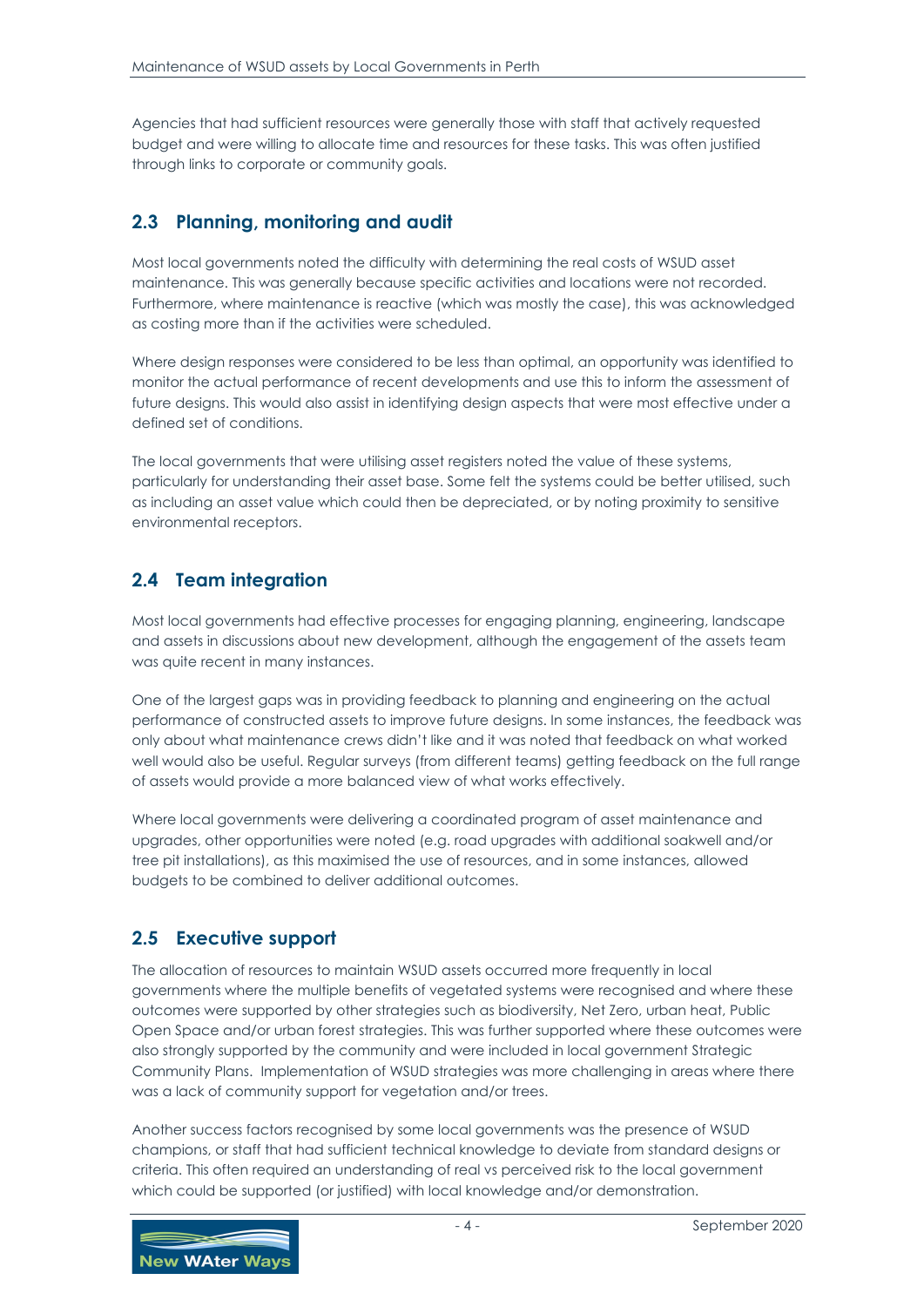Agencies that had sufficient resources were generally those with staff that actively requested budget and were willing to allocate time and resources for these tasks. This was often justified through links to corporate or community goals.

## 2.3 Planning, monitoring and audit

Most local governments noted the difficulty with determining the real costs of WSUD asset maintenance. This was generally because specific activities and locations were not recorded. Furthermore, where maintenance is reactive (which was mostly the case), this was acknowledged as costing more than if the activities were scheduled.

Where design responses were considered to be less than optimal, an opportunity was identified to monitor the actual performance of recent developments and use this to inform the assessment of future designs. This would also assist in identifying design aspects that were most effective under a defined set of conditions.

The local governments that were utilising asset registers noted the value of these systems, particularly for understanding their asset base. Some felt the systems could be better utilised, such as including an asset value which could then be depreciated, or by noting proximity to sensitive environmental receptors.

## 2.4 Team integration

Most local governments had effective processes for engaging planning, engineering, landscape and assets in discussions about new development, although the engagement of the assets team was quite recent in many instances.

One of the largest gaps was in providing feedback to planning and engineering on the actual performance of constructed assets to improve future designs. In some instances, the feedback was only about what maintenance crews didn't like and it was noted that feedback on what worked well would also be useful. Regular surveys (from different teams) getting feedback on the full range of assets would provide a more balanced view of what works effectively.

Where local governments were delivering a coordinated program of asset maintenance and upgrades, other opportunities were noted (e.g. road upgrades with additional soakwell and/or tree pit installations), as this maximised the use of resources, and in some instances, allowed budgets to be combined to deliver additional outcomes.

## 2.5 Executive support

The allocation of resources to maintain WSUD assets occurred more frequently in local governments where the multiple benefits of vegetated systems were recognised and where these outcomes were supported by other strategies such as biodiversity, Net Zero, urban heat, Public Open Space and/or urban forest strategies. This was further supported where these outcomes were also strongly supported by the community and were included in local government Strategic Community Plans. Implementation of WSUD strategies was more challenging in areas where there was a lack of community support for vegetation and/or trees.

Another success factors recognised by some local governments was the presence of WSUD champions, or staff that had sufficient technical knowledge to deviate from standard designs or criteria. This often required an understanding of real vs perceived risk to the local government which could be supported (or justified) with local knowledge and/or demonstration.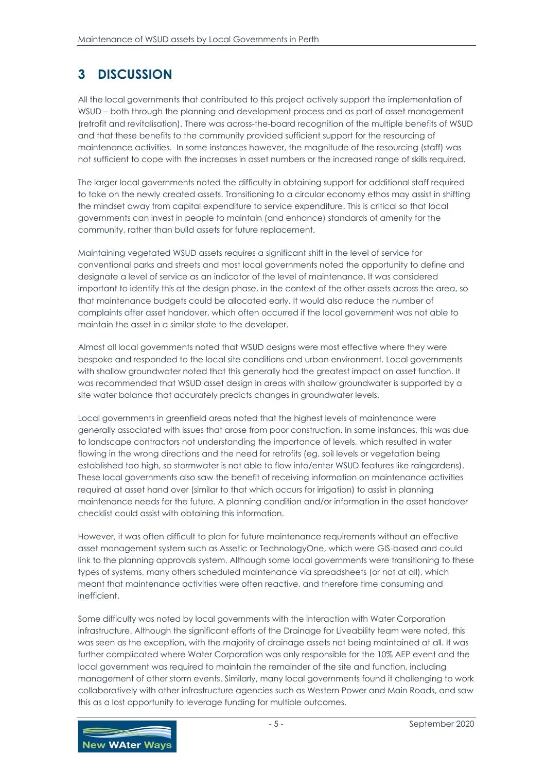# 3 DISCUSSION

All the local governments that contributed to this project actively support the implementation of WSUD – both through the planning and development process and as part of asset management (retrofit and revitalisation). There was across-the-board recognition of the multiple benefits of WSUD and that these benefits to the community provided sufficient support for the resourcing of maintenance activities. In some instances however, the magnitude of the resourcing (staff) was not sufficient to cope with the increases in asset numbers or the increased range of skills required.

The larger local governments noted the difficulty in obtaining support for additional staff required to take on the newly created assets. Transitioning to a circular economy ethos may assist in shifting the mindset away from capital expenditure to service expenditure. This is critical so that local governments can invest in people to maintain (and enhance) standards of amenity for the community, rather than build assets for future replacement.

Maintaining vegetated WSUD assets requires a significant shift in the level of service for conventional parks and streets and most local governments noted the opportunity to define and designate a level of service as an indicator of the level of maintenance. It was considered important to identify this at the design phase, in the context of the other assets across the area, so that maintenance budgets could be allocated early. It would also reduce the number of complaints after asset handover, which often occurred if the local government was not able to maintain the asset in a similar state to the developer.

Almost all local governments noted that WSUD designs were most effective where they were bespoke and responded to the local site conditions and urban environment. Local governments with shallow groundwater noted that this generally had the greatest impact on asset function. It was recommended that WSUD asset design in areas with shallow groundwater is supported by a site water balance that accurately predicts changes in groundwater levels.

Local governments in greenfield areas noted that the highest levels of maintenance were generally associated with issues that arose from poor construction. In some instances, this was due to landscape contractors not understanding the importance of levels, which resulted in water flowing in the wrong directions and the need for retrofits (eg. soil levels or vegetation being established too high, so stormwater is not able to flow into/enter WSUD features like raingardens). These local governments also saw the benefit of receiving information on maintenance activities required at asset hand over (similar to that which occurs for irrigation) to assist in planning maintenance needs for the future. A planning condition and/or information in the asset handover checklist could assist with obtaining this information.

However, it was often difficult to plan for future maintenance requirements without an effective asset management system such as Assetic or TechnologyOne, which were GIS-based and could link to the planning approvals system. Although some local governments were transitioning to these types of systems, many others scheduled maintenance via spreadsheets (or not at all), which meant that maintenance activities were often reactive, and therefore time consuming and inefficient.

Some difficulty was noted by local governments with the interaction with Water Corporation infrastructure. Although the significant efforts of the Drainage for Liveability team were noted, this was seen as the exception, with the majority of drainage assets not being maintained at all. It was further complicated where Water Corporation was only responsible for the 10% AEP event and the local government was required to maintain the remainder of the site and function, including management of other storm events. Similarly, many local governments found it challenging to work collaboratively with other infrastructure agencies such as Western Power and Main Roads, and saw this as a lost opportunity to leverage funding for multiple outcomes.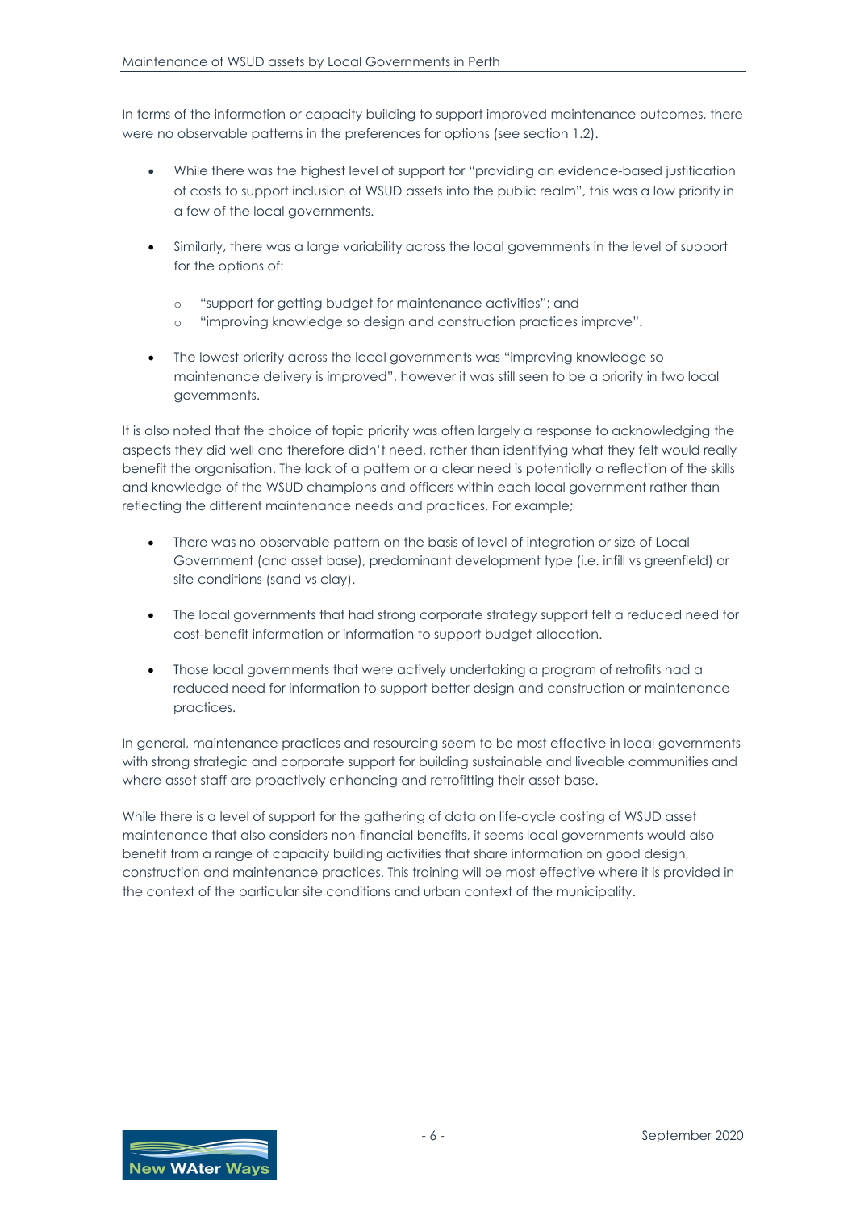In terms of the information or capacity building to support improved maintenance outcomes, there were no observable patterns in the preferences for options (see section 1.2).

- While there was the highest level of support for "providing an evidence-based justification of costs to support inclusion of WSUD assets into the public realm", this was a low priority in a few of the local governments.
- Similarly, there was a large variability across the local governments in the level of support for the options of:
  - "support for getting budget for maintenance activities"; and
  - "improving knowledge so design and construction practices improve".
- The lowest priority across the local governments was "improving knowledge so maintenance delivery is improved", however it was still seen to be a priority in two local governments.

It is also noted that the choice of topic priority was often largely a response to acknowledging the aspects they did well and therefore didn't need, rather than identifying what they felt would really benefit the organisation. The lack of a pattern or a clear need is potentially a reflection of the skills and knowledge of the WSUD champions and officers within each local government rather than reflecting the different maintenance needs and practices. For example;

- There was no observable pattern on the basis of level of integration or size of Local Government (and asset base), predominant development type (i.e. infill vs greenfield) or site conditions (sand vs clay).
- The local governments that had strong corporate strategy support felt a reduced need for cost-benefit information or information to support budget allocation.
- Those local governments that were actively undertaking a program of retrofits had a reduced need for information to support better design and construction or maintenance practices.

In general, maintenance practices and resourcing seem to be most effective in local governments with strong strategic and corporate support for building sustainable and liveable communities and where asset staff are proactively enhancing and retrofitting their asset base.

While there is a level of support for the gathering of data on life-cycle costing of WSUD asset maintenance that also considers non-financial benefits, it seems local governments would also benefit from a range of capacity building activities that share information on good design, construction and maintenance practices. This training will be most effective where it is provided in the context of the particular site conditions and urban context of the municipality.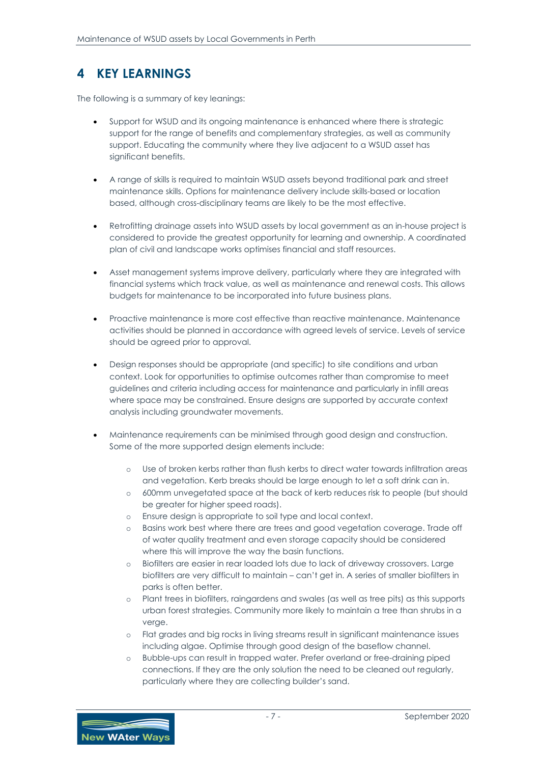# 4 KEY LEARNINGS

The following is a summary of key leanings:

- Support for WSUD and its ongoing maintenance is enhanced where there is strategic support for the range of benefits and complementary strategies, as well as community support. Educating the community where they live adjacent to a WSUD asset has significant benefits.
- A range of skills is required to maintain WSUD assets beyond traditional park and street maintenance skills. Options for maintenance delivery include skills-based or location based, although cross-disciplinary teams are likely to be the most effective.
- Retrofitting drainage assets into WSUD assets by local government as an in-house project is considered to provide the greatest opportunity for learning and ownership. A coordinated plan of civil and landscape works optimises financial and staff resources.
- Asset management systems improve delivery, particularly where they are integrated with financial systems which track value, as well as maintenance and renewal costs. This allows budgets for maintenance to be incorporated into future business plans.
- Proactive maintenance is more cost effective than reactive maintenance. Maintenance activities should be planned in accordance with agreed levels of service. Levels of service should be agreed prior to approval.
- Design responses should be appropriate (and specific) to site conditions and urban context. Look for opportunities to optimise outcomes rather than compromise to meet guidelines and criteria including access for maintenance and particularly in infill areas where space may be constrained. Ensure designs are supported by accurate context analysis including groundwater movements.
- Maintenance requirements can be minimised through good design and construction. Some of the more supported design elements include:
  - Use of broken kerbs rather than flush kerbs to direct water towards infiltration areas and vegetation. Kerb breaks should be large enough to let a soft drink can in.
  - 600mm unvegetated space at the back of kerb reduces risk to people (but should be greater for higher speed roads).
  - Ensure design is appropriate to soil type and local context.
  - Basins work best where there are trees and good vegetation coverage. Trade off of water quality treatment and even storage capacity should be considered where this will improve the way the basin functions.
  - Biofilters are easier in rear loaded lots due to lack of driveway crossovers. Large biofilters are very difficult to maintain – can't get in. A series of smaller biofilters in parks is often better.
  - Plant trees in biofilters, raingardens and swales (as well as tree pits) as this supports urban forest strategies. Community more likely to maintain a tree than shrubs in a verge.
  - Flat grades and big rocks in living streams result in significant maintenance issues including algae. Optimise through good design of the baseflow channel.
  - Bubble-ups can result in trapped water. Prefer overland or free-draining piped connections. If they are the only solution the need to be cleaned out regularly, particularly where they are collecting builder's sand.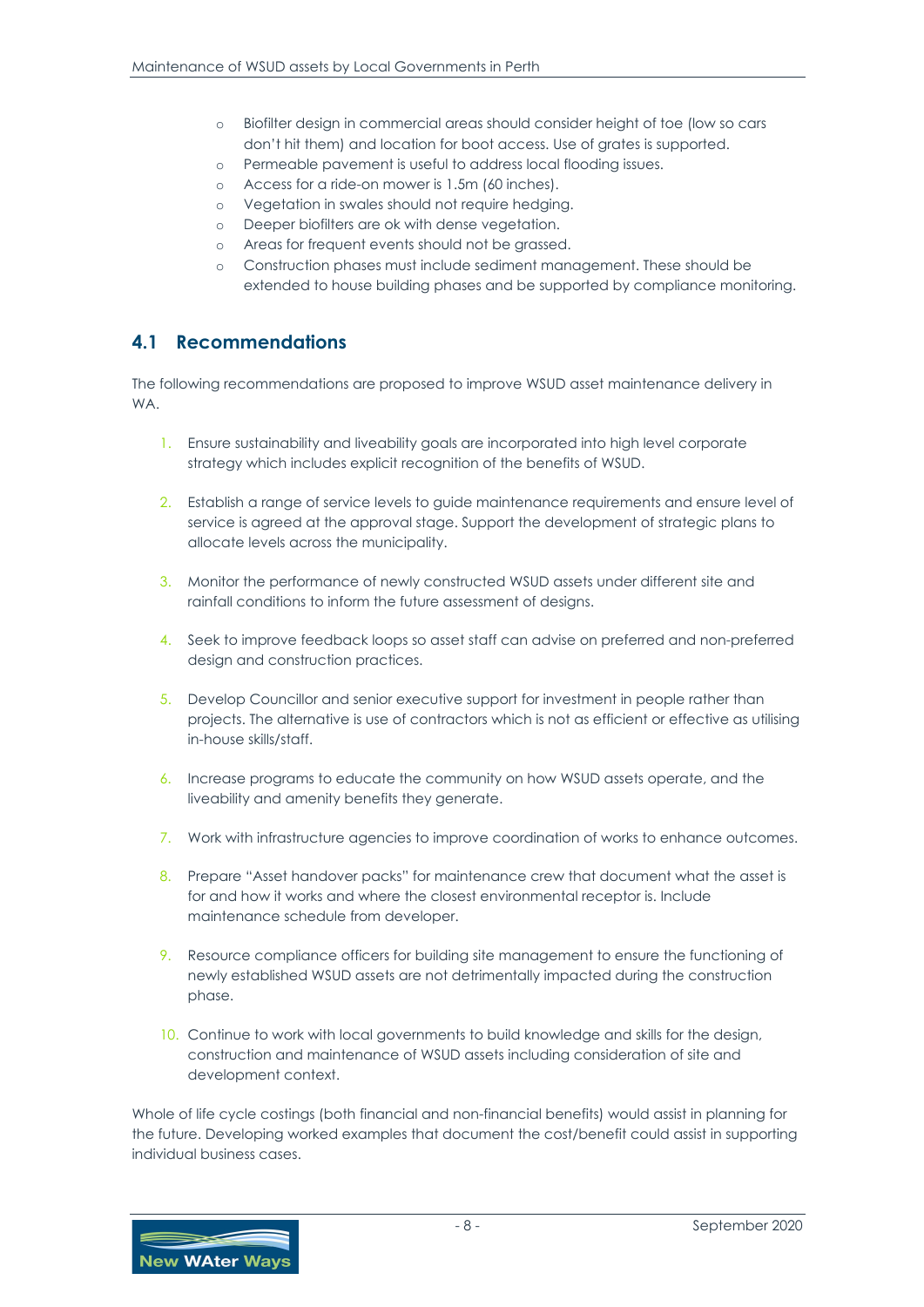- Biofilter design in commercial areas should consider height of toe (low so cars don't hit them) and location for boot access. Use of grates is supported.
- Permeable pavement is useful to address local flooding issues.
- Access for a ride-on mower is 1.5m (60 inches).
- Vegetation in swales should not require hedging.
- Deeper biofilters are ok with dense vegetation.
- Areas for frequent events should not be grassed.
- Construction phases must include sediment management. These should be extended to house building phases and be supported by compliance monitoring.

## 4.1 Recommendations

The following recommendations are proposed to improve WSUD asset maintenance delivery in WA.

1. Ensure sustainability and liveability goals are incorporated into high level corporate strategy which includes explicit recognition of the benefits of WSUD.

2. Establish a range of service levels to guide maintenance requirements and ensure level of service is agreed at the approval stage. Support the development of strategic plans to allocate levels across the municipality.

3. Monitor the performance of newly constructed WSUD assets under different site and rainfall conditions to inform the future assessment of designs.

4. Seek to improve feedback loops so asset staff can advise on preferred and non-preferred design and construction practices.

5. Develop Councillor and senior executive support for investment in people rather than projects. The alternative is use of contractors which is not as efficient or effective as utilising in-house skills/staff.

6. Increase programs to educate the community on how WSUD assets operate, and the liveability and amenity benefits they generate.

7. Work with infrastructure agencies to improve coordination of works to enhance outcomes.

8. Prepare "Asset handover packs" for maintenance crew that document what the asset is for and how it works and where the closest environmental receptor is. Include maintenance schedule from developer.

9. Resource compliance officers for building site management to ensure the functioning of newly established WSUD assets are not detrimentally impacted during the construction phase.

10. Continue to work with local governments to build knowledge and skills for the design, construction and maintenance of WSUD assets including consideration of site and development context.

Whole of life cycle costings (both financial and non-financial benefits) would assist in planning for the future. Developing worked examples that document the cost/benefit could assist in supporting individual business cases.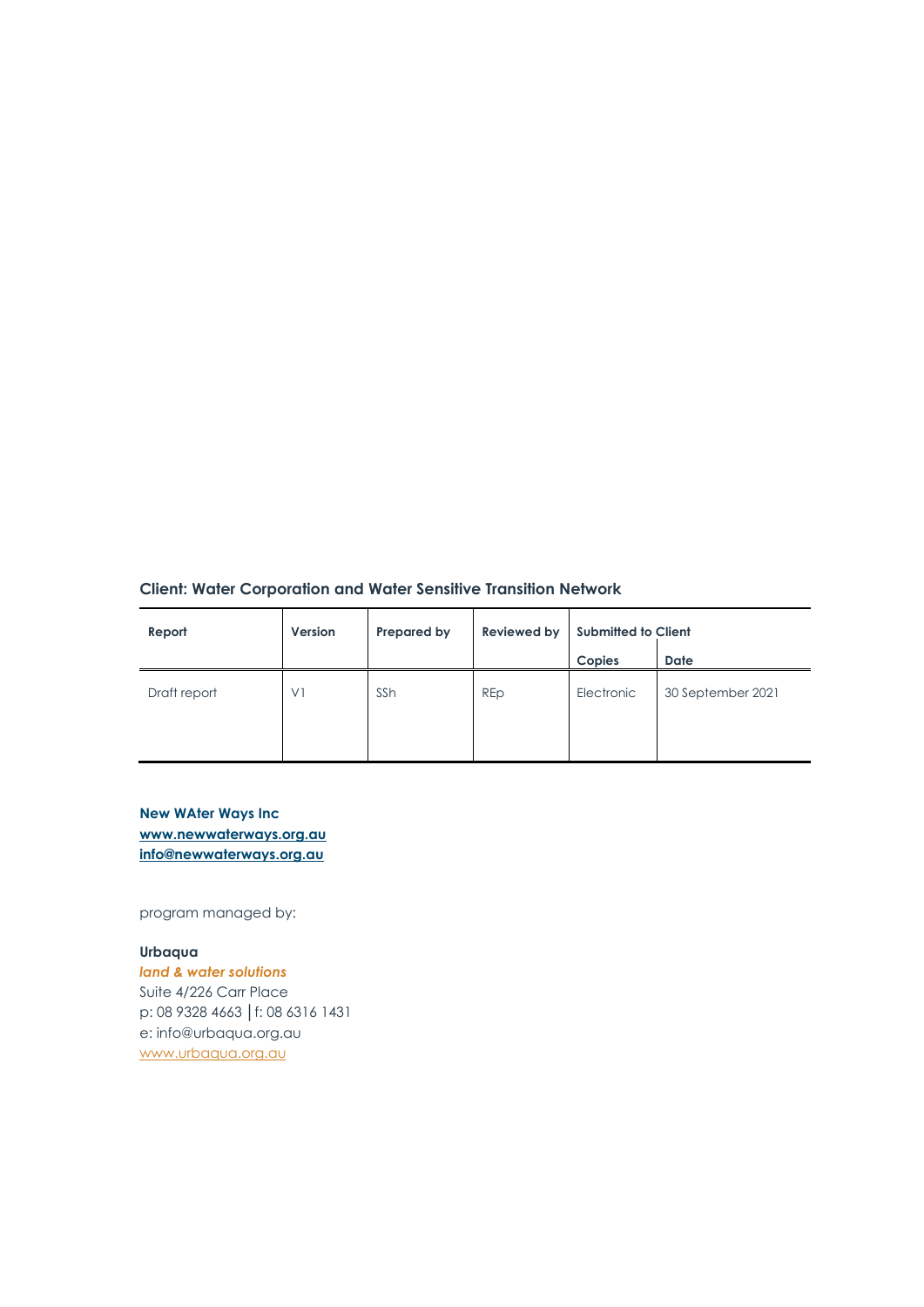**Client: Water Corporation and Water Sensitive Transition Network**

| Report | Version | Prepared by | Reviewed by | Submitted to Client | |
|---|---|---|---|---|---|
| | | | | Copies | Date |
| Draft report | V1 | SSh | REp | Electronic | 30 September 2021 |

**New WAter Ways Inc**
**www.newwaterways.org.au**
**info@newwaterways.org.au**

program managed by:

**Urbaqua**
***land & water solutions***
Suite 4/226 Carr Place
p: 08 9328 4663 │f: 08 6316 1431
e: info@urbaqua.org.au
www.urbaqua.org.au